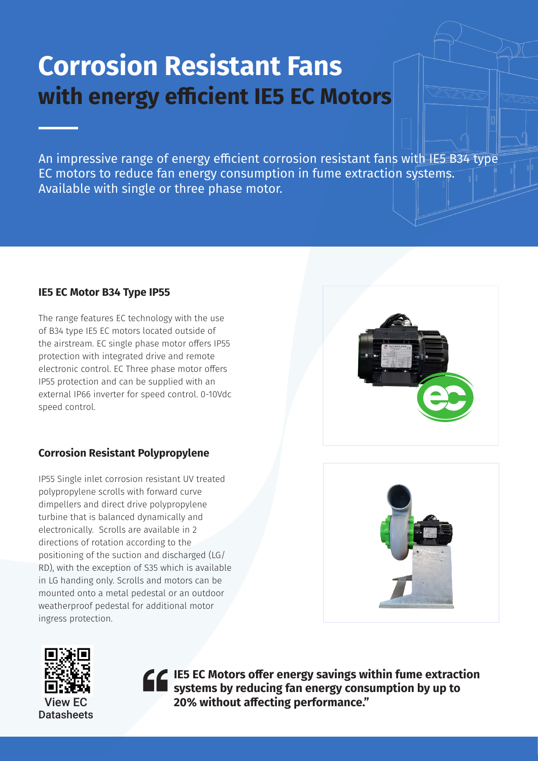# Corrosion Resistant Fans

## with energy efficient IE5 EC Motors

An impressive range of energy efficient corrosion resistant fans with IE5 B34 type EC motors to reduce fan energy consumption in fume extraction systems. Available with single or three phase motor.

### IE5 EC Motor B34 Type IP55

The range features EC technology with the use of B34 type IE5 EC motors located outside of the airstream. EC single phase motor offers IP55 protection with integrated drive and remote electronic control. EC Three phase motor offers IP55 protection and can be supplied with an external IP66 inverter for speed control. 0-10Vdc speed control.

### Corrosion Resistant Polypropylene

IP55 Single inlet corrosion resistant UV treated polypropylene scrolls with forward curve dimpellers and direct drive polypropylene turbine that is balanced dynamically and electronically. Scrolls are available in 2 directions of rotation according to the positioning of the suction and discharged (LG/ RD), with the exception of S35 which is available in LG handing only. Scrolls and motors can be mounted onto a metal pedestal or an outdoor weatherproof pedestal for additional motor ingress protection.

View EC Datasheets

> **"IE5 EC Motors offer energy savings within fume extraction systems by reducing fan energy consumption by up to 20% without affecting performance."**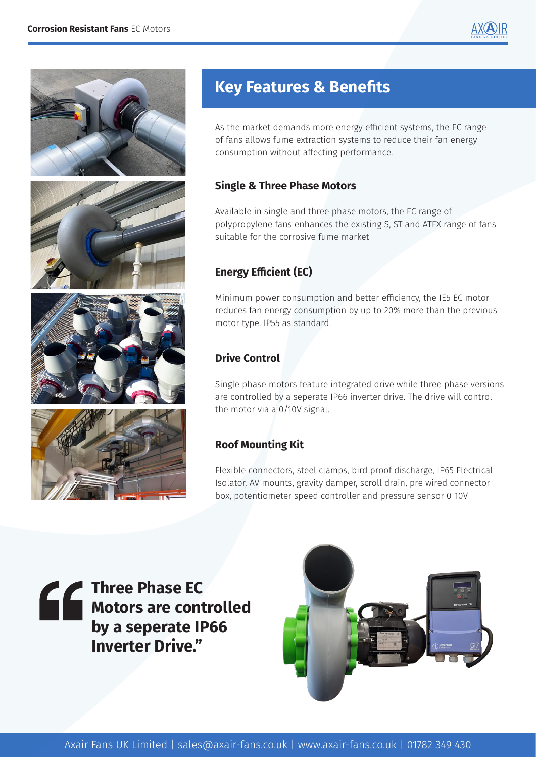## Key Features & Benefits

As the market demands more energy efficient systems, the EC range of fans allows fume extraction systems to reduce their fan energy consumption without affecting performance.

### Single & Three Phase Motors

Available in single and three phase motors, the EC range of polypropylene fans enhances the existing S, ST and ATEX range of fans suitable for the corrosive fume market

### Energy Efficient (EC)

Minimum power consumption and better efficiency, the IE5 EC motor reduces fan energy consumption by up to 20% more than the previous motor type. IP55 as standard.

### Drive Control

Single phase motors feature integrated drive while three phase versions are controlled by a seperate IP66 inverter drive. The drive will control the motor via a 0/10V signal.

### Roof Mounting Kit

Flexible connectors, steel clamps, bird proof discharge, IP65 Electrical Isolator, AV mounts, gravity damper, scroll drain, pre wired connector box, potentiometer speed controller and pressure sensor 0-10V

> **"Three Phase EC Motors are controlled by a seperate IP66 Inverter Drive."**

Axair Fans UK Limited | sales@axair-fans.co.uk | www.axair-fans.co.uk | 01782 349 430